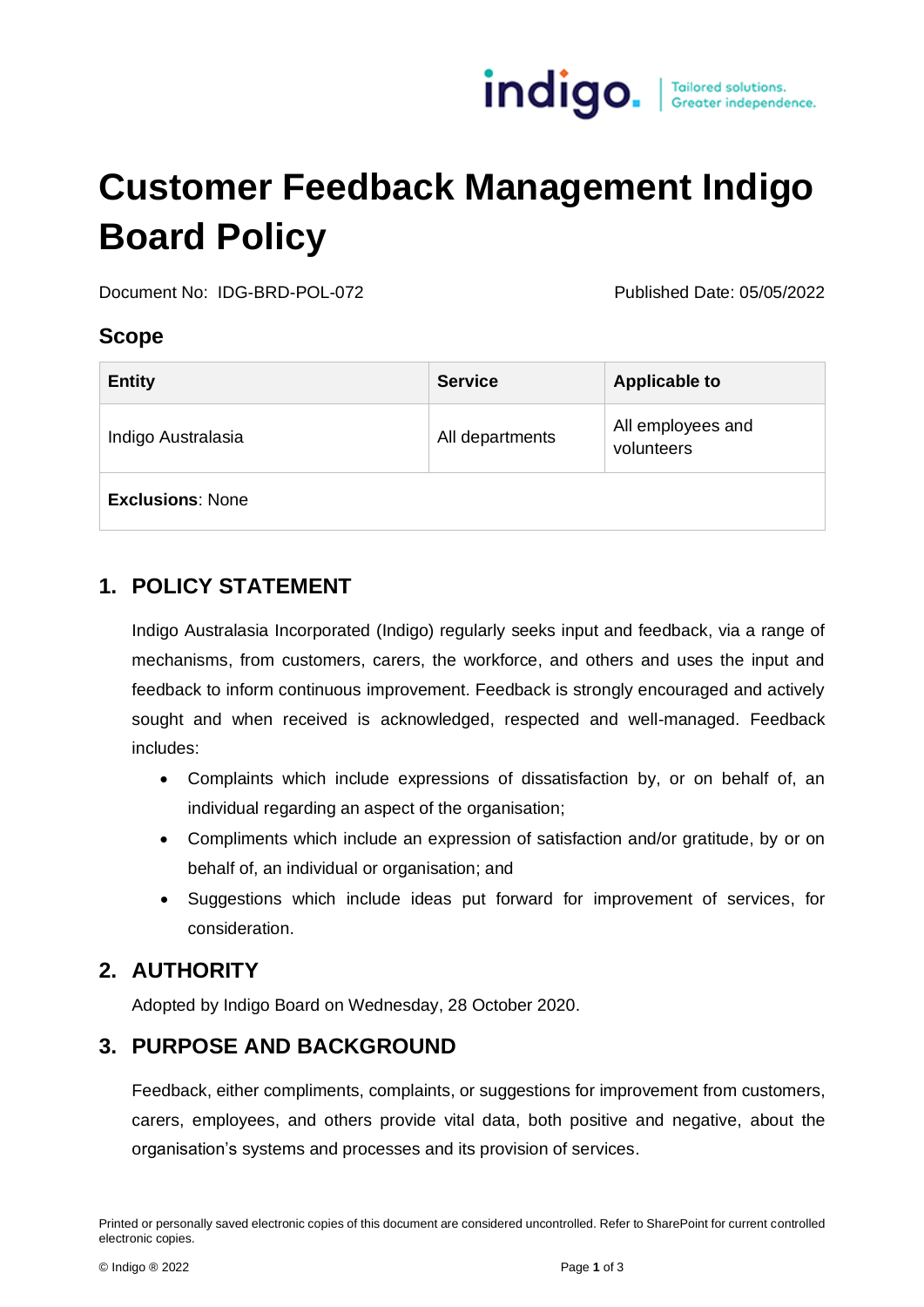# Customer Feedback Management Indigo Board Policy

Document No: IDG-BRD-POL-072 Published Date: 05/05/2022

## Scope

| Entity | Service | Applicable to |
|---|---|---|
| Indigo Australasia | All departments | All employees and volunteers |
| **Exclusions**: None | | |

## 1. POLICY STATEMENT

Indigo Australasia Incorporated (Indigo) regularly seeks input and feedback, via a range of mechanisms, from customers, carers, the workforce, and others and uses the input and feedback to inform continuous improvement. Feedback is strongly encouraged and actively sought and when received is acknowledged, respected and well-managed. Feedback includes:

- Complaints which include expressions of dissatisfaction by, or on behalf of, an individual regarding an aspect of the organisation;
- Compliments which include an expression of satisfaction and/or gratitude, by or on behalf of, an individual or organisation; and
- Suggestions which include ideas put forward for improvement of services, for consideration.

## 2. AUTHORITY

Adopted by Indigo Board on Wednesday, 28 October 2020.

## 3. PURPOSE AND BACKGROUND

Feedback, either compliments, complaints, or suggestions for improvement from customers, carers, employees, and others provide vital data, both positive and negative, about the organisation's systems and processes and its provision of services.

Printed or personally saved electronic copies of this document are considered uncontrolled. Refer to SharePoint for current controlled electronic copies.

© Indigo ® 2022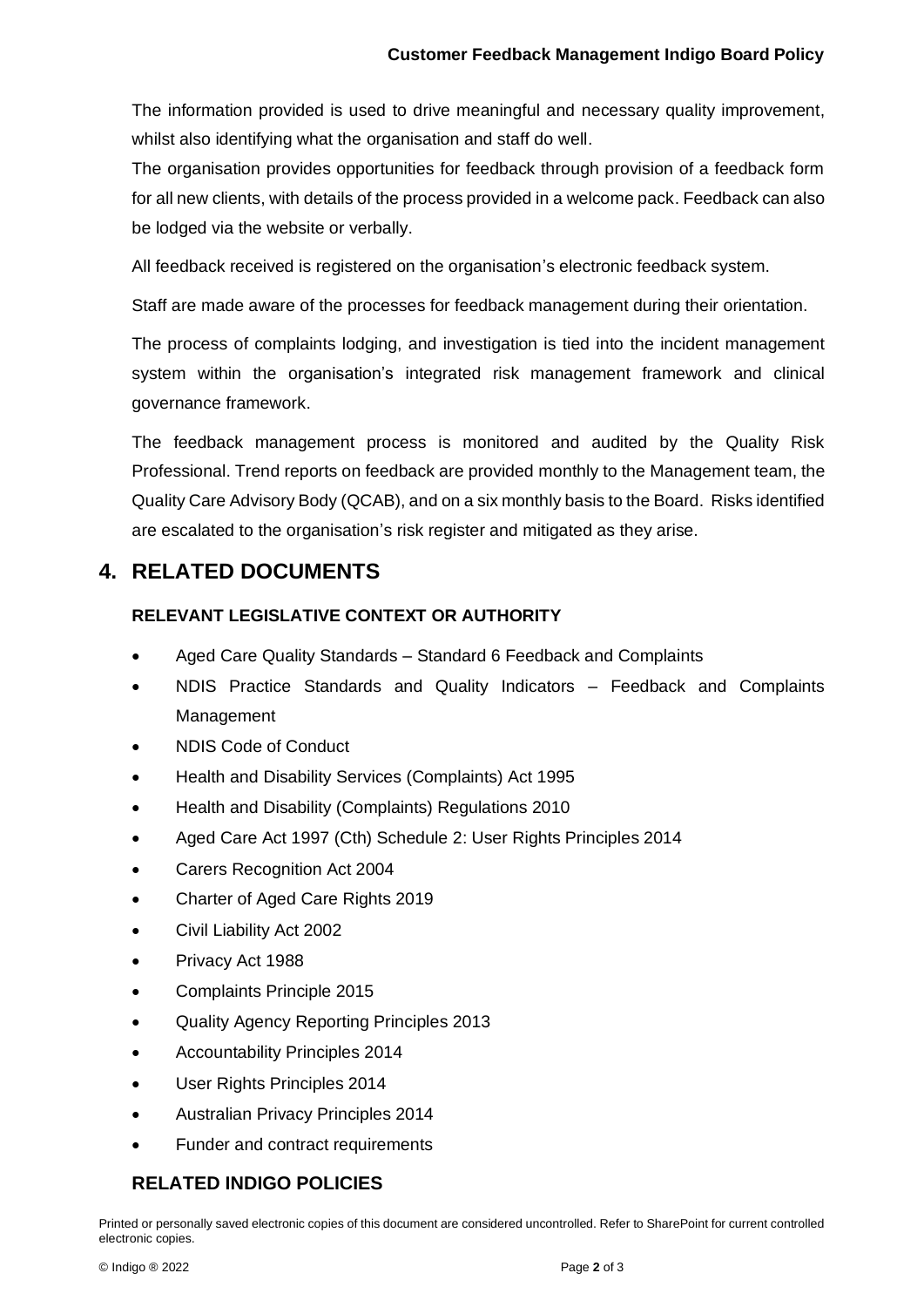The information provided is used to drive meaningful and necessary quality improvement, whilst also identifying what the organisation and staff do well.

The organisation provides opportunities for feedback through provision of a feedback form for all new clients, with details of the process provided in a welcome pack. Feedback can also be lodged via the website or verbally.

All feedback received is registered on the organisation's electronic feedback system.

Staff are made aware of the processes for feedback management during their orientation.

The process of complaints lodging, and investigation is tied into the incident management system within the organisation's integrated risk management framework and clinical governance framework.

The feedback management process is monitored and audited by the Quality Risk Professional. Trend reports on feedback are provided monthly to the Management team, the Quality Care Advisory Body (QCAB), and on a six monthly basis to the Board. Risks identified are escalated to the organisation's risk register and mitigated as they arise.

## 4. RELATED DOCUMENTS

### RELEVANT LEGISLATIVE CONTEXT OR AUTHORITY

- Aged Care Quality Standards – Standard 6 Feedback and Complaints
- NDIS Practice Standards and Quality Indicators – Feedback and Complaints Management
- NDIS Code of Conduct
- Health and Disability Services (Complaints) Act 1995
- Health and Disability (Complaints) Regulations 2010
- Aged Care Act 1997 (Cth) Schedule 2: User Rights Principles 2014
- Carers Recognition Act 2004
- Charter of Aged Care Rights 2019
- Civil Liability Act 2002
- Privacy Act 1988
- Complaints Principle 2015
- Quality Agency Reporting Principles 2013
- Accountability Principles 2014
- User Rights Principles 2014
- Australian Privacy Principles 2014
- Funder and contract requirements

### RELATED INDIGO POLICIES

Printed or personally saved electronic copies of this document are considered uncontrolled. Refer to SharePoint for current controlled electronic copies.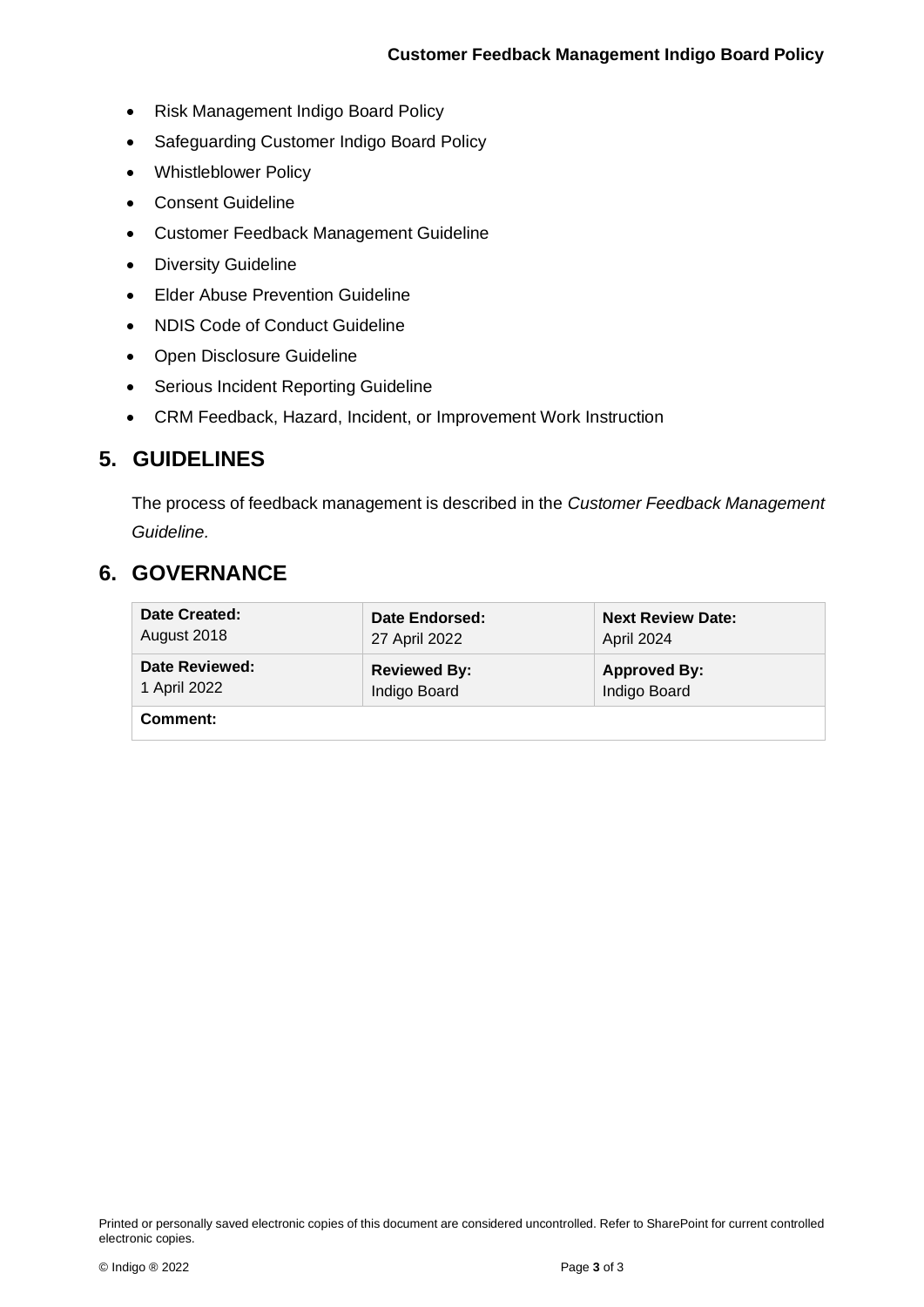- Risk Management Indigo Board Policy
- Safeguarding Customer Indigo Board Policy
- Whistleblower Policy
- Consent Guideline
- Customer Feedback Management Guideline
- Diversity Guideline
- Elder Abuse Prevention Guideline
- NDIS Code of Conduct Guideline
- Open Disclosure Guideline
- Serious Incident Reporting Guideline
- CRM Feedback, Hazard, Incident, or Improvement Work Instruction

## 5. GUIDELINES

The process of feedback management is described in the *Customer Feedback Management Guideline.*

## 6. GOVERNANCE

| | | |
|---|---|---|
| **Date Created:** August 2018 | **Date Endorsed:** 27 April 2022 | **Next Review Date:** April 2024 |
| **Date Reviewed:** 1 April 2022 | **Reviewed By:** Indigo Board | **Approved By:** Indigo Board |
| **Comment:** | | |

Printed or personally saved electronic copies of this document are considered uncontrolled. Refer to SharePoint for current controlled electronic copies.

© Indigo ® 2022